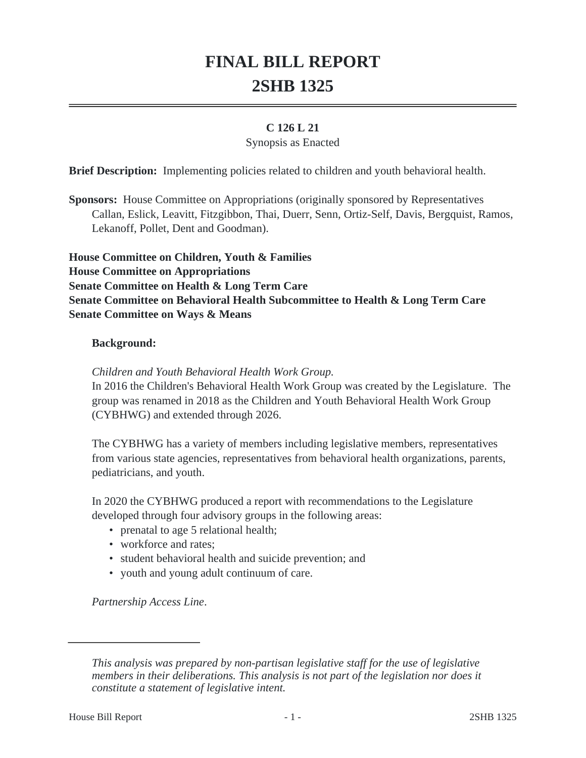# FINAL BILL REPORT

# 2SHB 1325

**C 126 L 21**

Synopsis as Enacted

**Brief Description:** Implementing policies related to children and youth behavioral health.

**Sponsors:** House Committee on Appropriations (originally sponsored by Representatives Callan, Eslick, Leavitt, Fitzgibbon, Thai, Duerr, Senn, Ortiz-Self, Davis, Bergquist, Ramos, Lekanoff, Pollet, Dent and Goodman).

**House Committee on Children, Youth & Families**
**House Committee on Appropriations**
**Senate Committee on Health & Long Term Care**
**Senate Committee on Behavioral Health Subcommittee to Health & Long Term Care**
**Senate Committee on Ways & Means**

**Background:**

*Children and Youth Behavioral Health Work Group.*

In 2016 the Children's Behavioral Health Work Group was created by the Legislature. The group was renamed in 2018 as the Children and Youth Behavioral Health Work Group (CYBHWG) and extended through 2026.

The CYBHWG has a variety of members including legislative members, representatives from various state agencies, representatives from behavioral health organizations, parents, pediatricians, and youth.

In 2020 the CYBHWG produced a report with recommendations to the Legislature developed through four advisory groups in the following areas:

- prenatal to age 5 relational health;
- workforce and rates;
- student behavioral health and suicide prevention; and
- youth and young adult continuum of care.

*Partnership Access Line*.

---

*This analysis was prepared by non-partisan legislative staff for the use of legislative members in their deliberations. This analysis is not part of the legislation nor does it constitute a statement of legislative intent.*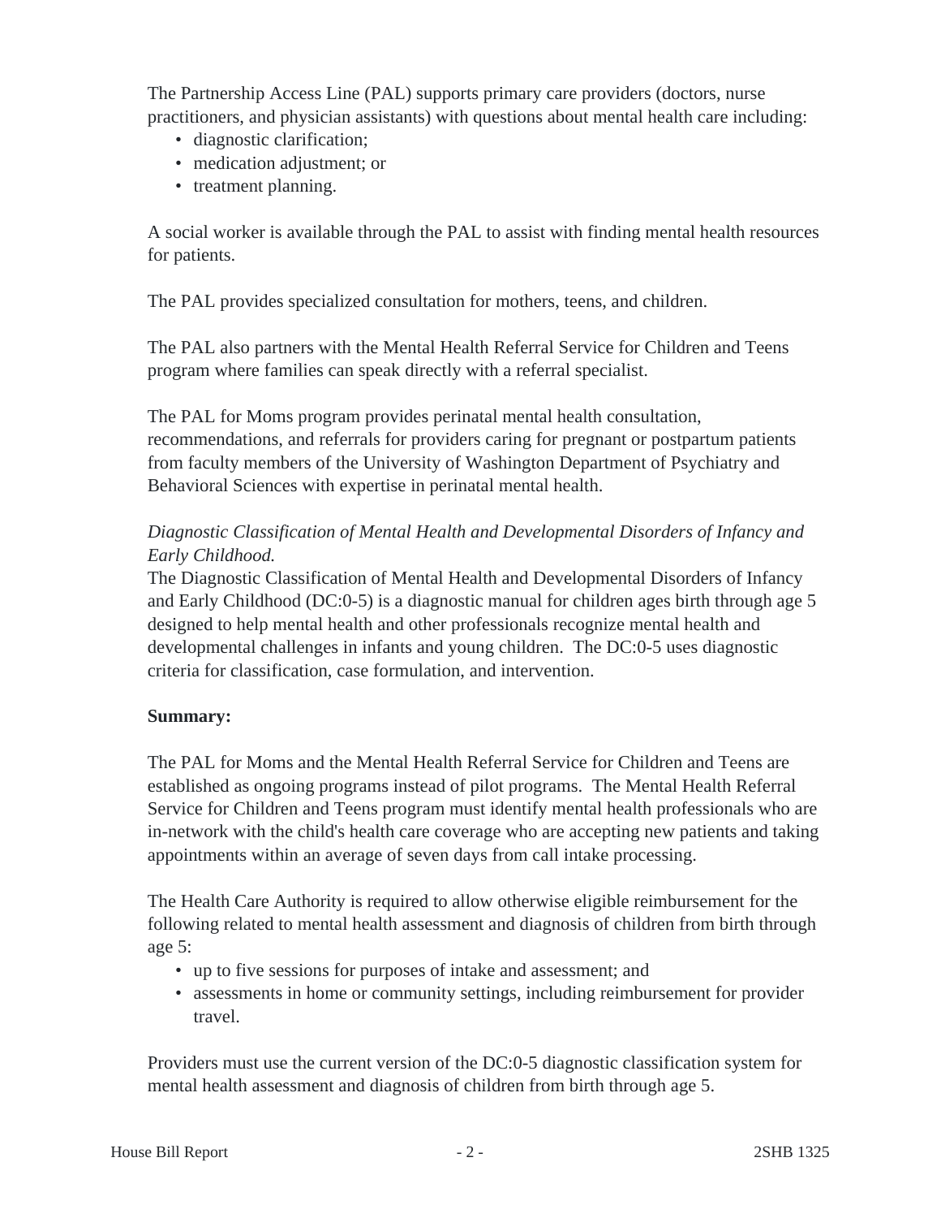The Partnership Access Line (PAL) supports primary care providers (doctors, nurse practitioners, and physician assistants) with questions about mental health care including:

- diagnostic clarification;
- medication adjustment; or
- treatment planning.

A social worker is available through the PAL to assist with finding mental health resources for patients.

The PAL provides specialized consultation for mothers, teens, and children.

The PAL also partners with the Mental Health Referral Service for Children and Teens program where families can speak directly with a referral specialist.

The PAL for Moms program provides perinatal mental health consultation, recommendations, and referrals for providers caring for pregnant or postpartum patients from faculty members of the University of Washington Department of Psychiatry and Behavioral Sciences with expertise in perinatal mental health.

*Diagnostic Classification of Mental Health and Developmental Disorders of Infancy and Early Childhood.*
The Diagnostic Classification of Mental Health and Developmental Disorders of Infancy and Early Childhood (DC:0-5) is a diagnostic manual for children ages birth through age 5 designed to help mental health and other professionals recognize mental health and developmental challenges in infants and young children. The DC:0-5 uses diagnostic criteria for classification, case formulation, and intervention.

**Summary:**

The PAL for Moms and the Mental Health Referral Service for Children and Teens are established as ongoing programs instead of pilot programs. The Mental Health Referral Service for Children and Teens program must identify mental health professionals who are in-network with the child's health care coverage who are accepting new patients and taking appointments within an average of seven days from call intake processing.

The Health Care Authority is required to allow otherwise eligible reimbursement for the following related to mental health assessment and diagnosis of children from birth through age 5:

- up to five sessions for purposes of intake and assessment; and
- assessments in home or community settings, including reimbursement for provider travel.

Providers must use the current version of the DC:0-5 diagnostic classification system for mental health assessment and diagnosis of children from birth through age 5.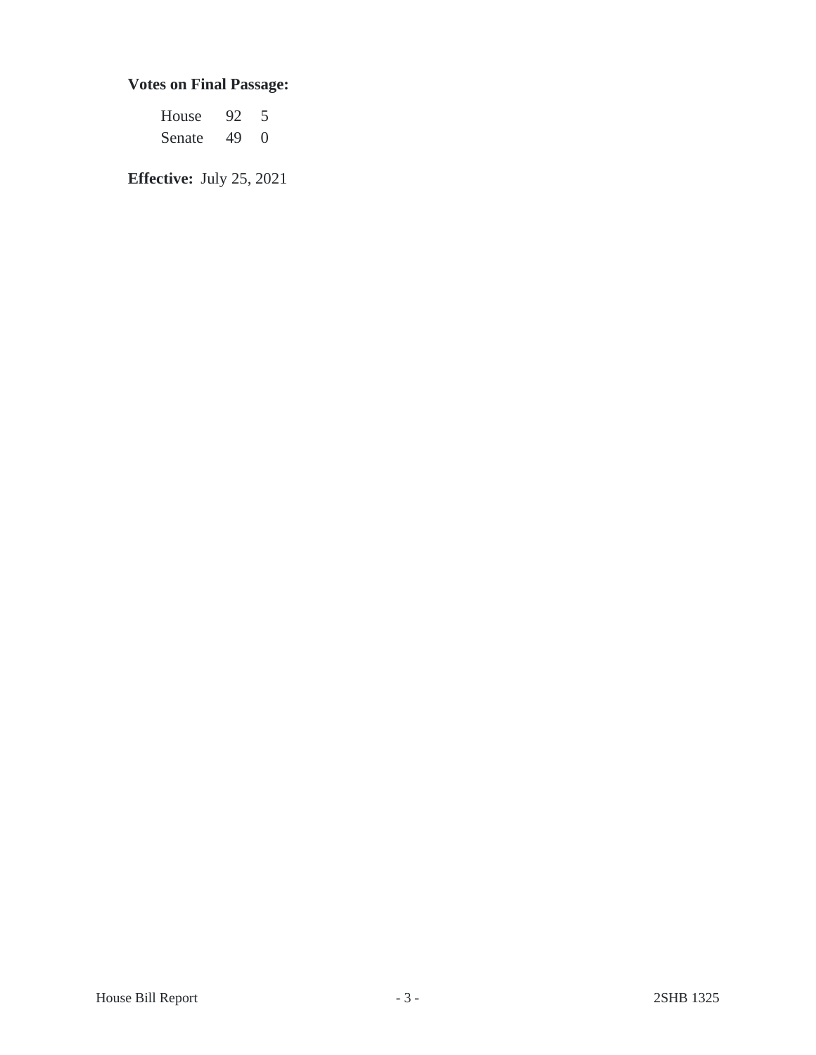**Votes on Final Passage:**

| | | |
|---|---|---|
| House | 92 | 5 |
| Senate | 49 | 0 |

**Effective:** July 25, 2021